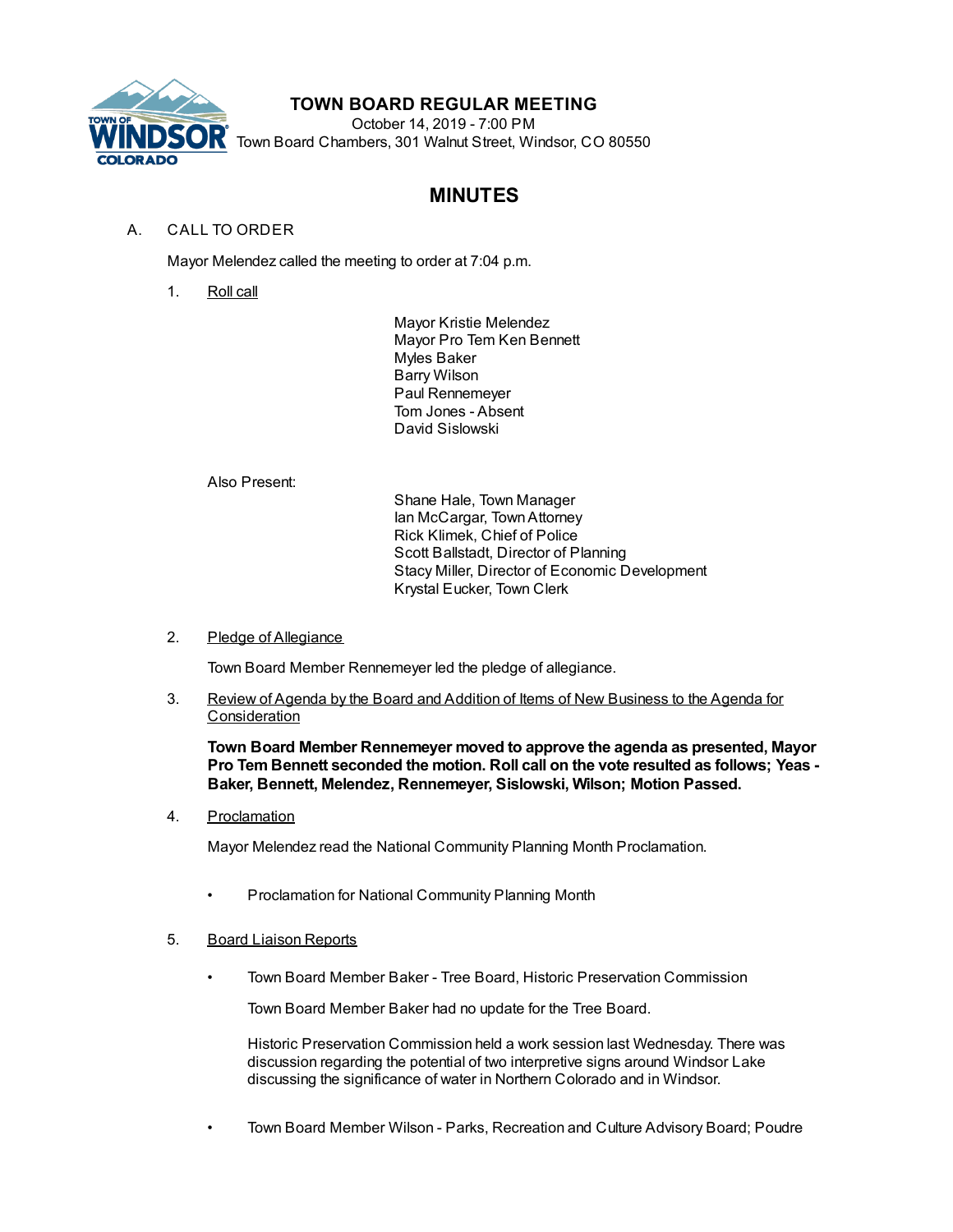# TOWN BOARD REGULAR MEETING

October 14, 2019 - 7:00 PM
Town Board Chambers, 301 Walnut Street, Windsor, CO 80550

## MINUTES

A. CALL TO ORDER

Mayor Melendez called the meeting to order at 7:04 p.m.

1. Roll call

   Mayor Kristie Melendez
   Mayor Pro Tem Ken Bennett
   Myles Baker
   Barry Wilson
   Paul Rennemeyer
   Tom Jones - Absent
   David Sislowski

   Also Present:

   Shane Hale, Town Manager
   Ian McCargar, Town Attorney
   Rick Klimek, Chief of Police
   Scott Ballstadt, Director of Planning
   Stacy Miller, Director of Economic Development
   Krystal Eucker, Town Clerk

2. Pledge of Allegiance

   Town Board Member Rennemeyer led the pledge of allegiance.

3. Review of Agenda by the Board and Addition of Items of New Business to the Agenda for Consideration

   **Town Board Member Rennemeyer moved to approve the agenda as presented, Mayor Pro Tem Bennett seconded the motion. Roll call on the vote resulted as follows; Yeas - Baker, Bennett, Melendez, Rennemeyer, Sislowski, Wilson; Motion Passed.**

4. Proclamation

   Mayor Melendez read the National Community Planning Month Proclamation.

   - Proclamation for National Community Planning Month

5. Board Liaison Reports

   - Town Board Member Baker - Tree Board, Historic Preservation Commission

     Town Board Member Baker had no update for the Tree Board.

     Historic Preservation Commission held a work session last Wednesday. There was discussion regarding the potential of two interpretive signs around Windsor Lake discussing the significance of water in Northern Colorado and in Windsor.

   - Town Board Member Wilson - Parks, Recreation and Culture Advisory Board; Poudre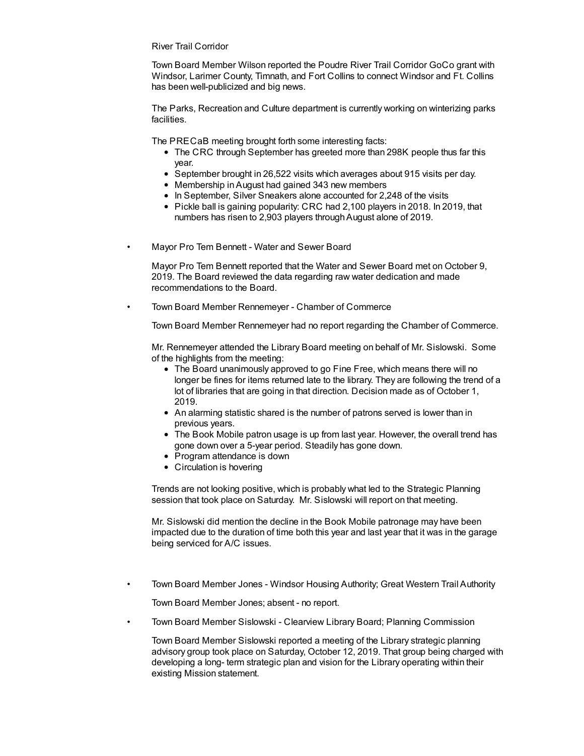River Trail Corridor

Town Board Member Wilson reported the Poudre River Trail Corridor GoCo grant with Windsor, Larimer County, Timnath, and Fort Collins to connect Windsor and Ft. Collins has been well-publicized and big news.

The Parks, Recreation and Culture department is currently working on winterizing parks facilities.

The PRECaB meeting brought forth some interesting facts:

- The CRC through September has greeted more than 298K people thus far this year.
- September brought in 26,522 visits which averages about 915 visits per day.
- Membership in August had gained 343 new members
- In September, Silver Sneakers alone accounted for 2,248 of the visits
- Pickle ball is gaining popularity: CRC had 2,100 players in 2018. In 2019, that numbers has risen to 2,903 players through August alone of 2019.

• Mayor Pro Tem Bennett - Water and Sewer Board

Mayor Pro Tem Bennett reported that the Water and Sewer Board met on October 9, 2019. The Board reviewed the data regarding raw water dedication and made recommendations to the Board.

• Town Board Member Rennemeyer - Chamber of Commerce

Town Board Member Rennemeyer had no report regarding the Chamber of Commerce.

Mr. Rennemeyer attended the Library Board meeting on behalf of Mr. Sislowski. Some of the highlights from the meeting:

- The Board unanimously approved to go Fine Free, which means there will no longer be fines for items returned late to the library. They are following the trend of a lot of libraries that are going in that direction. Decision made as of October 1, 2019.
- An alarming statistic shared is the number of patrons served is lower than in previous years.
- The Book Mobile patron usage is up from last year. However, the overall trend has gone down over a 5-year period. Steadily has gone down.
- Program attendance is down
- Circulation is hovering

Trends are not looking positive, which is probably what led to the Strategic Planning session that took place on Saturday. Mr. Sislowski will report on that meeting.

Mr. Sislowski did mention the decline in the Book Mobile patronage may have been impacted due to the duration of time both this year and last year that it was in the garage being serviced for A/C issues.

• Town Board Member Jones - Windsor Housing Authority; Great Western Trail Authority

Town Board Member Jones; absent - no report.

• Town Board Member Sislowski - Clearview Library Board; Planning Commission

Town Board Member Sislowski reported a meeting of the Library strategic planning advisory group took place on Saturday, October 12, 2019. That group being charged with developing a long- term strategic plan and vision for the Library operating within their existing Mission statement.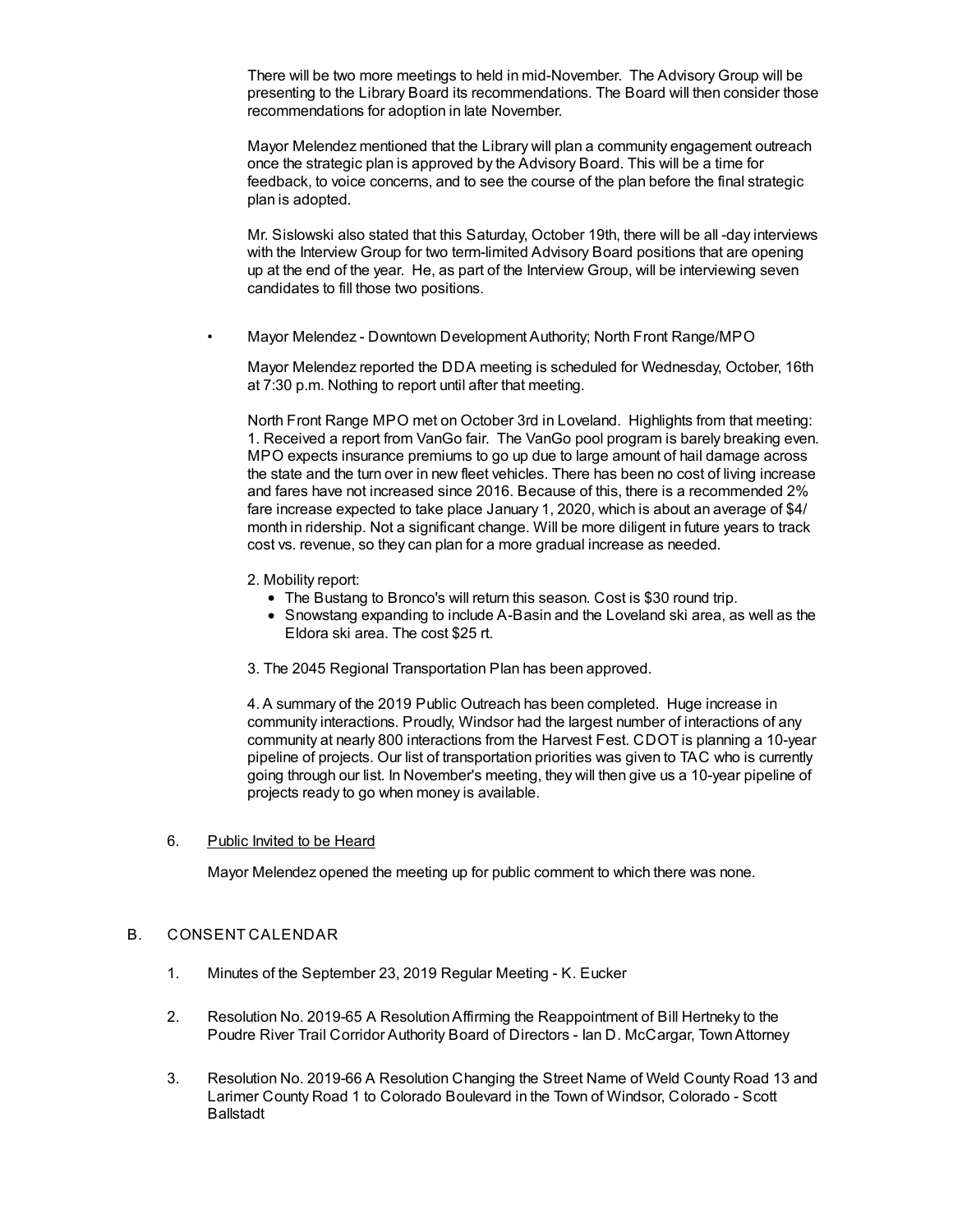There will be two more meetings to held in mid-November. The Advisory Group will be presenting to the Library Board its recommendations. The Board will then consider those recommendations for adoption in late November.

Mayor Melendez mentioned that the Library will plan a community engagement outreach once the strategic plan is approved by the Advisory Board. This will be a time for feedback, to voice concerns, and to see the course of the plan before the final strategic plan is adopted.

Mr. Sislowski also stated that this Saturday, October 19th, there will be all -day interviews with the Interview Group for two term-limited Advisory Board positions that are opening up at the end of the year. He, as part of the Interview Group, will be interviewing seven candidates to fill those two positions.

- Mayor Melendez - Downtown Development Authority; North Front Range/MPO

  Mayor Melendez reported the DDA meeting is scheduled for Wednesday, October, 16th at 7:30 p.m. Nothing to report until after that meeting.

  North Front Range MPO met on October 3rd in Loveland. Highlights from that meeting:
  1. Received a report from VanGo fair. The VanGo pool program is barely breaking even. MPO expects insurance premiums to go up due to large amount of hail damage across the state and the turn over in new fleet vehicles. There has been no cost of living increase and fares have not increased since 2016. Because of this, there is a recommended 2% fare increase expected to take place January 1, 2020, which is about an average of $4/ month in ridership. Not a significant change. Will be more diligent in future years to track cost vs. revenue, so they can plan for a more gradual increase as needed.

  2. Mobility report:
     - The Bustang to Bronco's will return this season. Cost is $30 round trip.
     - Snowstang expanding to include A-Basin and the Loveland ski area, as well as the Eldora ski area. The cost $25 rt.

  3. The 2045 Regional Transportation Plan has been approved.

  4. A summary of the 2019 Public Outreach has been completed. Huge increase in community interactions. Proudly, Windsor had the largest number of interactions of any community at nearly 800 interactions from the Harvest Fest. CDOT is planning a 10-year pipeline of projects. Our list of transportation priorities was given to TAC who is currently going through our list. In November's meeting, they will then give us a 10-year pipeline of projects ready to go when money is available.

6. Public Invited to be Heard

   Mayor Melendez opened the meeting up for public comment to which there was none.

B. CONSENT CALENDAR

1. Minutes of the September 23, 2019 Regular Meeting - K. Eucker

2. Resolution No. 2019-65 A Resolution Affirming the Reappointment of Bill Hertneky to the Poudre River Trail Corridor Authority Board of Directors - Ian D. McCargar, Town Attorney

3. Resolution No. 2019-66 A Resolution Changing the Street Name of Weld County Road 13 and Larimer County Road 1 to Colorado Boulevard in the Town of Windsor, Colorado - Scott Ballstadt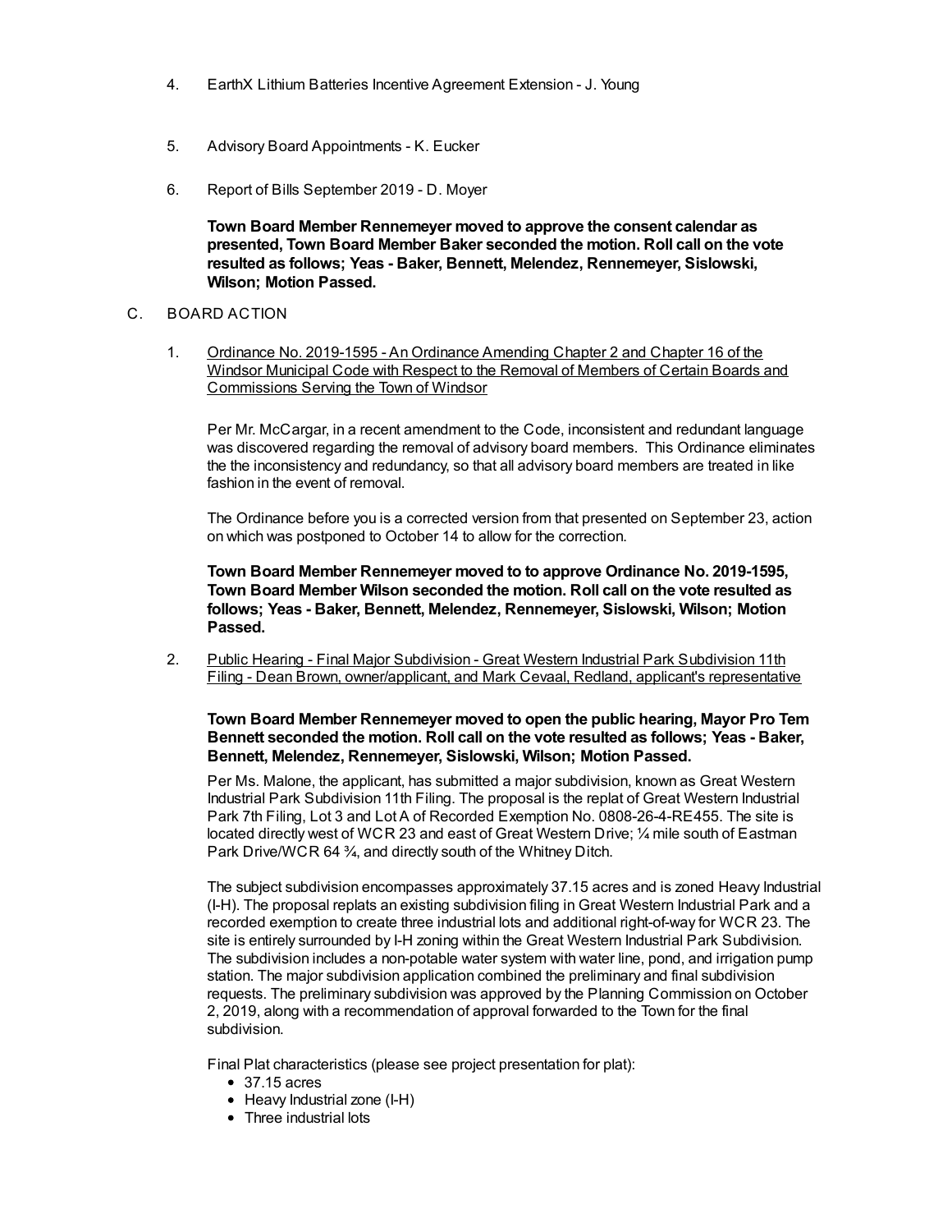4. EarthX Lithium Batteries Incentive Agreement Extension - J. Young

5. Advisory Board Appointments - K. Eucker

6. Report of Bills September 2019 - D. Moyer

**Town Board Member Rennemeyer moved to approve the consent calendar as presented, Town Board Member Baker seconded the motion. Roll call on the vote resulted as follows; Yeas - Baker, Bennett, Melendez, Rennemeyer, Sislowski, Wilson; Motion Passed.**

C. BOARD ACTION

1. Ordinance No. 2019-1595 - An Ordinance Amending Chapter 2 and Chapter 16 of the Windsor Municipal Code with Respect to the Removal of Members of Certain Boards and Commissions Serving the Town of Windsor

Per Mr. McCargar, in a recent amendment to the Code, inconsistent and redundant language was discovered regarding the removal of advisory board members. This Ordinance eliminates the the inconsistency and redundancy, so that all advisory board members are treated in like fashion in the event of removal.

The Ordinance before you is a corrected version from that presented on September 23, action on which was postponed to October 14 to allow for the correction.

**Town Board Member Rennemeyer moved to to approve Ordinance No. 2019-1595, Town Board Member Wilson seconded the motion. Roll call on the vote resulted as follows; Yeas - Baker, Bennett, Melendez, Rennemeyer, Sislowski, Wilson; Motion Passed.**

2. Public Hearing - Final Major Subdivision - Great Western Industrial Park Subdivision 11th Filing - Dean Brown, owner/applicant, and Mark Cevaal, Redland, applicant's representative

**Town Board Member Rennemeyer moved to open the public hearing, Mayor Pro Tem Bennett seconded the motion. Roll call on the vote resulted as follows; Yeas - Baker, Bennett, Melendez, Rennemeyer, Sislowski, Wilson; Motion Passed.**

Per Ms. Malone, the applicant, has submitted a major subdivision, known as Great Western Industrial Park Subdivision 11th Filing. The proposal is the replat of Great Western Industrial Park 7th Filing, Lot 3 and Lot A of Recorded Exemption No. 0808-26-4-RE455. The site is located directly west of WCR 23 and east of Great Western Drive; ¼ mile south of Eastman Park Drive/WCR 64 ¾, and directly south of the Whitney Ditch.

The subject subdivision encompasses approximately 37.15 acres and is zoned Heavy Industrial (I-H). The proposal replats an existing subdivision filing in Great Western Industrial Park and a recorded exemption to create three industrial lots and additional right-of-way for WCR 23. The site is entirely surrounded by I-H zoning within the Great Western Industrial Park Subdivision. The subdivision includes a non-potable water system with water line, pond, and irrigation pump station. The major subdivision application combined the preliminary and final subdivision requests. The preliminary subdivision was approved by the Planning Commission on October 2, 2019, along with a recommendation of approval forwarded to the Town for the final subdivision.

Final Plat characteristics (please see project presentation for plat):

- 37.15 acres
- Heavy Industrial zone (I-H)
- Three industrial lots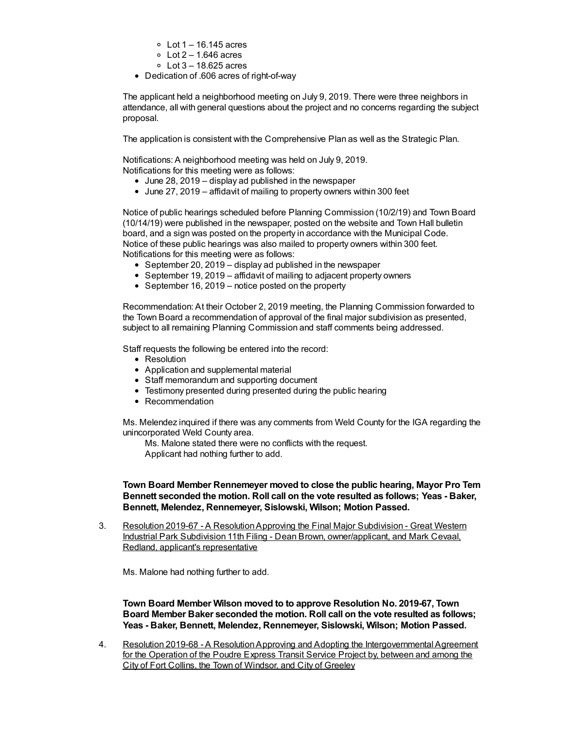- Lot 1 – 16.145 acres
  - Lot 2 – 1.646 acres
  - Lot 3 – 18.625 acres
- Dedication of .606 acres of right-of-way

The applicant held a neighborhood meeting on July 9, 2019. There were three neighbors in attendance, all with general questions about the project and no concerns regarding the subject proposal.

The application is consistent with the Comprehensive Plan as well as the Strategic Plan.

Notifications: A neighborhood meeting was held on July 9, 2019.
Notifications for this meeting were as follows:

- June 28, 2019 – display ad published in the newspaper
- June 27, 2019 – affidavit of mailing to property owners within 300 feet

Notice of public hearings scheduled before Planning Commission (10/2/19) and Town Board (10/14/19) were published in the newspaper, posted on the website and Town Hall bulletin board, and a sign was posted on the property in accordance with the Municipal Code. Notice of these public hearings was also mailed to property owners within 300 feet.
Notifications for this meeting were as follows:

- September 20, 2019 – display ad published in the newspaper
- September 19, 2019 – affidavit of mailing to adjacent property owners
- September 16, 2019 – notice posted on the property

Recommendation: At their October 2, 2019 meeting, the Planning Commission forwarded to the Town Board a recommendation of approval of the final major subdivision as presented, subject to all remaining Planning Commission and staff comments being addressed.

Staff requests the following be entered into the record:

- Resolution
- Application and supplemental material
- Staff memorandum and supporting document
- Testimony presented during presented during the public hearing
- Recommendation

Ms. Melendez inquired if there was any comments from Weld County for the IGA regarding the unincorporated Weld County area.

Ms. Malone stated there were no conflicts with the request.
Applicant had nothing further to add.

**Town Board Member Rennemeyer moved to close the public hearing, Mayor Pro Tem Bennett seconded the motion. Roll call on the vote resulted as follows; Yeas - Baker, Bennett, Melendez, Rennemeyer, Sislowski, Wilson; Motion Passed.**

3. Resolution 2019-67 - A Resolution Approving the Final Major Subdivision - Great Western Industrial Park Subdivision 11th Filing - Dean Brown, owner/applicant, and Mark Cevaal, Redland, applicant's representative

   Ms. Malone had nothing further to add.

   **Town Board Member Wilson moved to to approve Resolution No. 2019-67, Town Board Member Baker seconded the motion. Roll call on the vote resulted as follows; Yeas - Baker, Bennett, Melendez, Rennemeyer, Sislowski, Wilson; Motion Passed.**

4. Resolution 2019-68 - A Resolution Approving and Adopting the Intergovernmental Agreement for the Operation of the Poudre Express Transit Service Project by, between and among the City of Fort Collins, the Town of Windsor, and City of Greeley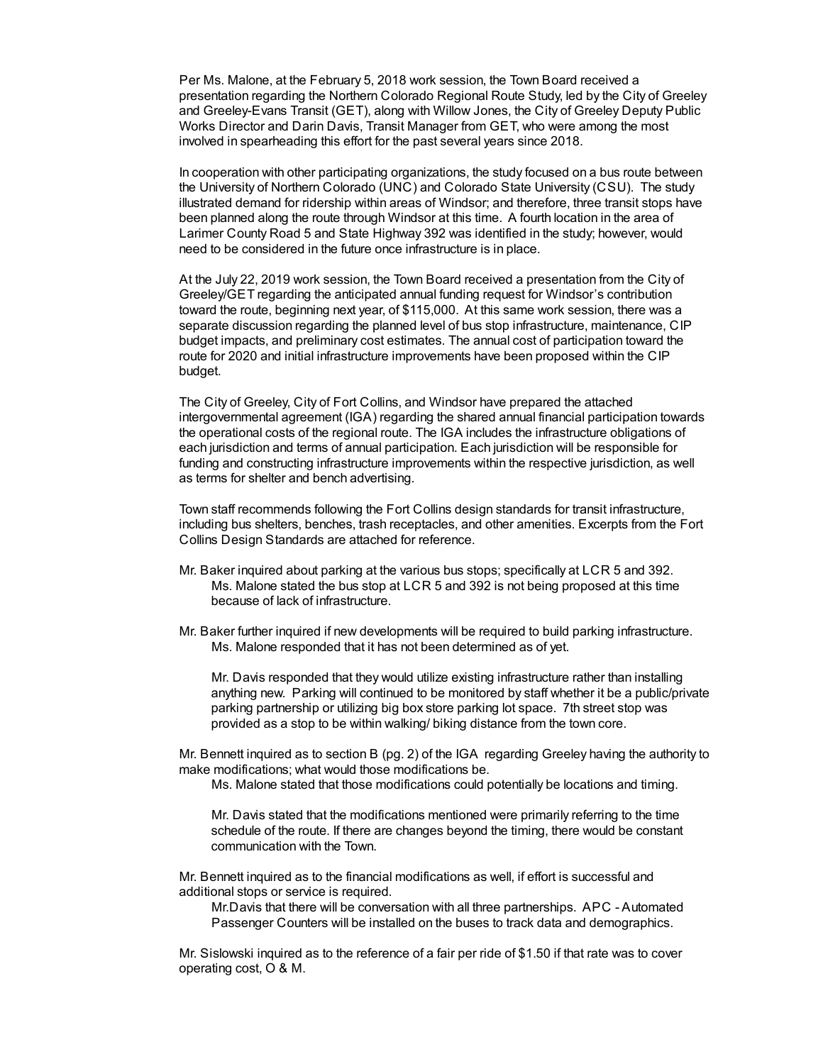Per Ms. Malone, at the February 5, 2018 work session, the Town Board received a presentation regarding the Northern Colorado Regional Route Study, led by the City of Greeley and Greeley-Evans Transit (GET), along with Willow Jones, the City of Greeley Deputy Public Works Director and Darin Davis, Transit Manager from GET, who were among the most involved in spearheading this effort for the past several years since 2018.

In cooperation with other participating organizations, the study focused on a bus route between the University of Northern Colorado (UNC) and Colorado State University (CSU). The study illustrated demand for ridership within areas of Windsor; and therefore, three transit stops have been planned along the route through Windsor at this time. A fourth location in the area of Larimer County Road 5 and State Highway 392 was identified in the study; however, would need to be considered in the future once infrastructure is in place.

At the July 22, 2019 work session, the Town Board received a presentation from the City of Greeley/GET regarding the anticipated annual funding request for Windsor's contribution toward the route, beginning next year, of $115,000. At this same work session, there was a separate discussion regarding the planned level of bus stop infrastructure, maintenance, CIP budget impacts, and preliminary cost estimates. The annual cost of participation toward the route for 2020 and initial infrastructure improvements have been proposed within the CIP budget.

The City of Greeley, City of Fort Collins, and Windsor have prepared the attached intergovernmental agreement (IGA) regarding the shared annual financial participation towards the operational costs of the regional route. The IGA includes the infrastructure obligations of each jurisdiction and terms of annual participation. Each jurisdiction will be responsible for funding and constructing infrastructure improvements within the respective jurisdiction, as well as terms for shelter and bench advertising.

Town staff recommends following the Fort Collins design standards for transit infrastructure, including bus shelters, benches, trash receptacles, and other amenities. Excerpts from the Fort Collins Design Standards are attached for reference.

Mr. Baker inquired about parking at the various bus stops; specifically at LCR 5 and 392.

> Ms. Malone stated the bus stop at LCR 5 and 392 is not being proposed at this time because of lack of infrastructure.

Mr. Baker further inquired if new developments will be required to build parking infrastructure.

> Ms. Malone responded that it has not been determined as of yet.
>
> Mr. Davis responded that they would utilize existing infrastructure rather than installing anything new. Parking will continued to be monitored by staff whether it be a public/private parking partnership or utilizing big box store parking lot space. 7th street stop was provided as a stop to be within walking/ biking distance from the town core.

Mr. Bennett inquired as to section B (pg. 2) of the IGA regarding Greeley having the authority to make modifications; what would those modifications be.

> Ms. Malone stated that those modifications could potentially be locations and timing.
>
> Mr. Davis stated that the modifications mentioned were primarily referring to the time schedule of the route. If there are changes beyond the timing, there would be constant communication with the Town.

Mr. Bennett inquired as to the financial modifications as well, if effort is successful and additional stops or service is required.

> Mr.Davis that there will be conversation with all three partnerships. APC - Automated Passenger Counters will be installed on the buses to track data and demographics.

Mr. Sislowski inquired as to the reference of a fair per ride of $1.50 if that rate was to cover operating cost, O & M.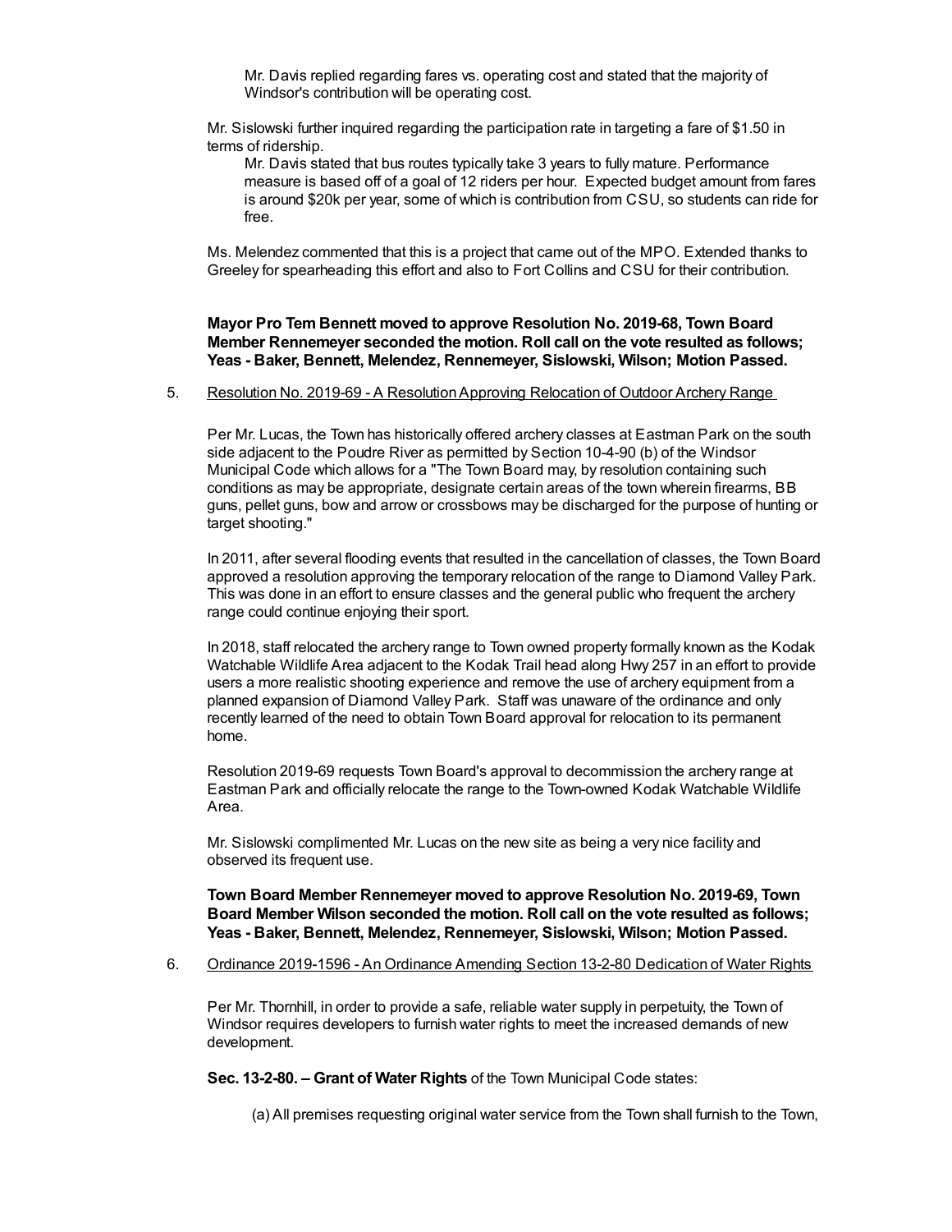Mr. Davis replied regarding fares vs. operating cost and stated that the majority of Windsor's contribution will be operating cost.

Mr. Sislowski further inquired regarding the participation rate in targeting a fare of $1.50 in terms of ridership.

Mr. Davis stated that bus routes typically take 3 years to fully mature. Performance measure is based off of a goal of 12 riders per hour. Expected budget amount from fares is around $20k per year, some of which is contribution from CSU, so students can ride for free.

Ms. Melendez commented that this is a project that came out of the MPO. Extended thanks to Greeley for spearheading this effort and also to Fort Collins and CSU for their contribution.

**Mayor Pro Tem Bennett moved to approve Resolution No. 2019-68, Town Board Member Rennemeyer seconded the motion. Roll call on the vote resulted as follows; Yeas - Baker, Bennett, Melendez, Rennemeyer, Sislowski, Wilson; Motion Passed.**

5. Resolution No. 2019-69 - A Resolution Approving Relocation of Outdoor Archery Range

Per Mr. Lucas, the Town has historically offered archery classes at Eastman Park on the south side adjacent to the Poudre River as permitted by Section 10-4-90 (b) of the Windsor Municipal Code which allows for a "The Town Board may, by resolution containing such conditions as may be appropriate, designate certain areas of the town wherein firearms, BB guns, pellet guns, bow and arrow or crossbows may be discharged for the purpose of hunting or target shooting."

In 2011, after several flooding events that resulted in the cancellation of classes, the Town Board approved a resolution approving the temporary relocation of the range to Diamond Valley Park. This was done in an effort to ensure classes and the general public who frequent the archery range could continue enjoying their sport.

In 2018, staff relocated the archery range to Town owned property formally known as the Kodak Watchable Wildlife Area adjacent to the Kodak Trail head along Hwy 257 in an effort to provide users a more realistic shooting experience and remove the use of archery equipment from a planned expansion of Diamond Valley Park. Staff was unaware of the ordinance and only recently learned of the need to obtain Town Board approval for relocation to its permanent home.

Resolution 2019-69 requests Town Board's approval to decommission the archery range at Eastman Park and officially relocate the range to the Town-owned Kodak Watchable Wildlife Area.

Mr. Sislowski complimented Mr. Lucas on the new site as being a very nice facility and observed its frequent use.

**Town Board Member Rennemeyer moved to approve Resolution No. 2019-69, Town Board Member Wilson seconded the motion. Roll call on the vote resulted as follows; Yeas - Baker, Bennett, Melendez, Rennemeyer, Sislowski, Wilson; Motion Passed.**

6. Ordinance 2019-1596 - An Ordinance Amending Section 13-2-80 Dedication of Water Rights

Per Mr. Thornhill, in order to provide a safe, reliable water supply in perpetuity, the Town of Windsor requires developers to furnish water rights to meet the increased demands of new development.

**Sec. 13-2-80. – Grant of Water Rights** of the Town Municipal Code states:

(a) All premises requesting original water service from the Town shall furnish to the Town,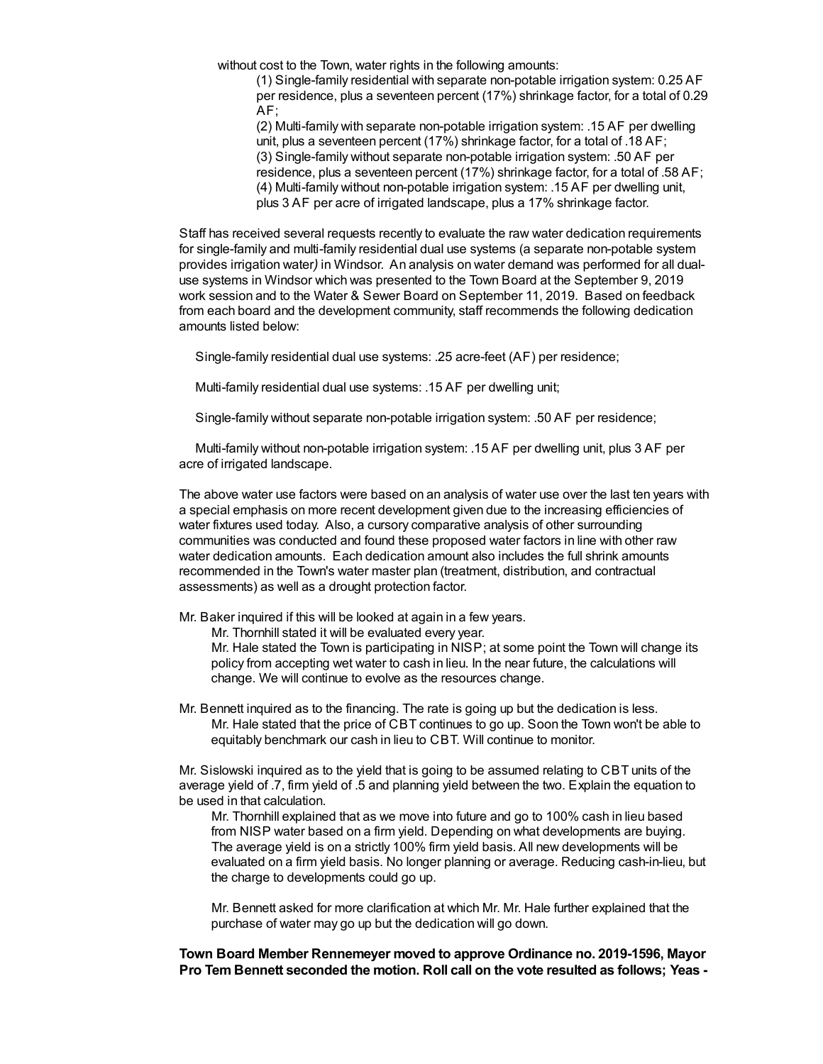without cost to the Town, water rights in the following amounts:

(1) Single-family residential with separate non-potable irrigation system: 0.25 AF per residence, plus a seventeen percent (17%) shrinkage factor, for a total of 0.29 AF;

(2) Multi-family with separate non-potable irrigation system: .15 AF per dwelling unit, plus a seventeen percent (17%) shrinkage factor, for a total of .18 AF;

(3) Single-family without separate non-potable irrigation system: .50 AF per residence, plus a seventeen percent (17%) shrinkage factor, for a total of .58 AF;

(4) Multi-family without non-potable irrigation system: .15 AF per dwelling unit, plus 3 AF per acre of irrigated landscape, plus a 17% shrinkage factor.

Staff has received several requests recently to evaluate the raw water dedication requirements for single-family and multi-family residential dual use systems (a separate non-potable system provides irrigation water*)* in Windsor. An analysis on water demand was performed for all dual-use systems in Windsor which was presented to the Town Board at the September 9, 2019 work session and to the Water & Sewer Board on September 11, 2019. Based on feedback from each board and the development community, staff recommends the following dedication amounts listed below:

Single-family residential dual use systems: .25 acre-feet (AF) per residence;

Multi-family residential dual use systems: .15 AF per dwelling unit;

Single-family without separate non-potable irrigation system: .50 AF per residence;

Multi-family without non-potable irrigation system: .15 AF per dwelling unit, plus 3 AF per acre of irrigated landscape.

The above water use factors were based on an analysis of water use over the last ten years with a special emphasis on more recent development given due to the increasing efficiencies of water fixtures used today. Also, a cursory comparative analysis of other surrounding communities was conducted and found these proposed water factors in line with other raw water dedication amounts. Each dedication amount also includes the full shrink amounts recommended in the Town's water master plan (treatment, distribution, and contractual assessments) as well as a drought protection factor.

Mr. Baker inquired if this will be looked at again in a few years.

Mr. Thornhill stated it will be evaluated every year.

Mr. Hale stated the Town is participating in NISP; at some point the Town will change its policy from accepting wet water to cash in lieu. In the near future, the calculations will change. We will continue to evolve as the resources change.

Mr. Bennett inquired as to the financing. The rate is going up but the dedication is less.

Mr. Hale stated that the price of CBT continues to go up. Soon the Town won't be able to equitably benchmark our cash in lieu to CBT. Will continue to monitor.

Mr. Sislowski inquired as to the yield that is going to be assumed relating to CBT units of the average yield of .7, firm yield of .5 and planning yield between the two. Explain the equation to be used in that calculation.

Mr. Thornhill explained that as we move into future and go to 100% cash in lieu based from NISP water based on a firm yield. Depending on what developments are buying. The average yield is on a strictly 100% firm yield basis. All new developments will be evaluated on a firm yield basis. No longer planning or average. Reducing cash-in-lieu, but the charge to developments could go up.

Mr. Bennett asked for more clarification at which Mr. Mr. Hale further explained that the purchase of water may go up but the dedication will go down.

**Town Board Member Rennemeyer moved to approve Ordinance no. 2019-1596, Mayor Pro Tem Bennett seconded the motion. Roll call on the vote resulted as follows; Yeas -**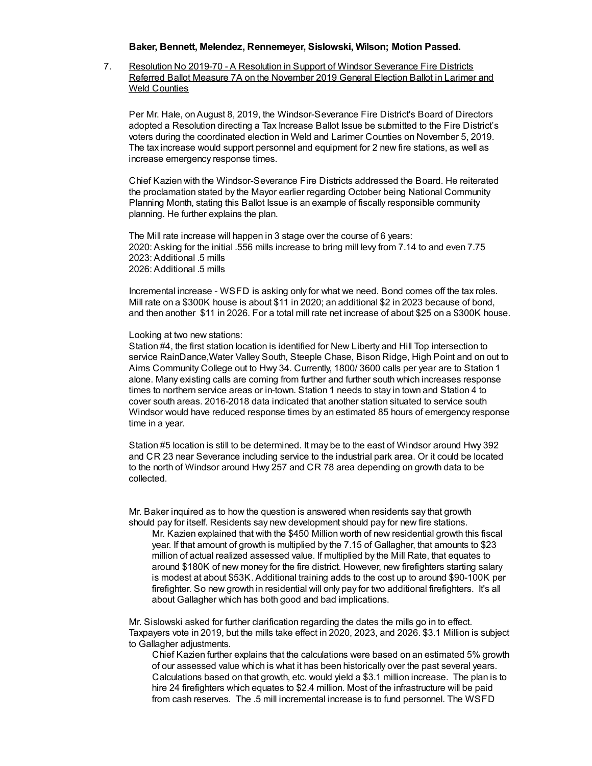**Baker, Bennett, Melendez, Rennemeyer, Sislowski, Wilson; Motion Passed.**

7. Resolution No 2019-70 - A Resolution in Support of Windsor Severance Fire Districts Referred Ballot Measure 7A on the November 2019 General Election Ballot in Larimer and Weld Counties

   Per Mr. Hale, on August 8, 2019, the Windsor-Severance Fire District's Board of Directors adopted a Resolution directing a Tax Increase Ballot Issue be submitted to the Fire District's voters during the coordinated election in Weld and Larimer Counties on November 5, 2019. The tax increase would support personnel and equipment for 2 new fire stations, as well as increase emergency response times.

   Chief Kazien with the Windsor-Severance Fire Districts addressed the Board. He reiterated the proclamation stated by the Mayor earlier regarding October being National Community Planning Month, stating this Ballot Issue is an example of fiscally responsible community planning. He further explains the plan.

   The Mill rate increase will happen in 3 stage over the course of 6 years:
   2020: Asking for the initial .556 mills increase to bring mill levy from 7.14 to and even 7.75
   2023: Additional .5 mills
   2026: Additional .5 mills

   Incremental increase - WSFD is asking only for what we need. Bond comes off the tax roles. Mill rate on a $300K house is about $11 in 2020; an additional $2 in 2023 because of bond, and then another $11 in 2026. For a total mill rate net increase of about $25 on a $300K house.

   Looking at two new stations:
   Station #4, the first station location is identified for New Liberty and Hill Top intersection to service RainDance,Water Valley South, Steeple Chase, Bison Ridge, High Point and on out to Aims Community College out to Hwy 34. Currently, 1800/ 3600 calls per year are to Station 1 alone. Many existing calls are coming from further and further south which increases response times to northern service areas or in-town. Station 1 needs to stay in town and Station 4 to cover south areas. 2016-2018 data indicated that another station situated to service south Windsor would have reduced response times by an estimated 85 hours of emergency response time in a year.

   Station #5 location is still to be determined. It may be to the east of Windsor around Hwy 392 and CR 23 near Severance including service to the industrial park area. Or it could be located to the north of Windsor around Hwy 257 and CR 78 area depending on growth data to be collected.

   Mr. Baker inquired as to how the question is answered when residents say that growth should pay for itself. Residents say new development should pay for new fire stations.

   > Mr. Kazien explained that with the $450 Million worth of new residential growth this fiscal year. If that amount of growth is multiplied by the 7.15 of Gallagher, that amounts to $23 million of actual realized assessed value. If multiplied by the Mill Rate, that equates to around $180K of new money for the fire district. However, new firefighters starting salary is modest at about $53K. Additional training adds to the cost up to around $90-100K per firefighter. So new growth in residential will only pay for two additional firefighters. It's all about Gallagher which has both good and bad implications.

   Mr. Sislowski asked for further clarification regarding the dates the mills go in to effect. Taxpayers vote in 2019, but the mills take effect in 2020, 2023, and 2026. $3.1 Million is subject to Gallagher adjustments.

   > Chief Kazien further explains that the calculations were based on an estimated 5% growth of our assessed value which is what it has been historically over the past several years. Calculations based on that growth, etc. would yield a $3.1 million increase. The plan is to hire 24 firefighters which equates to $2.4 million. Most of the infrastructure will be paid from cash reserves. The .5 mill incremental increase is to fund personnel. The WSFD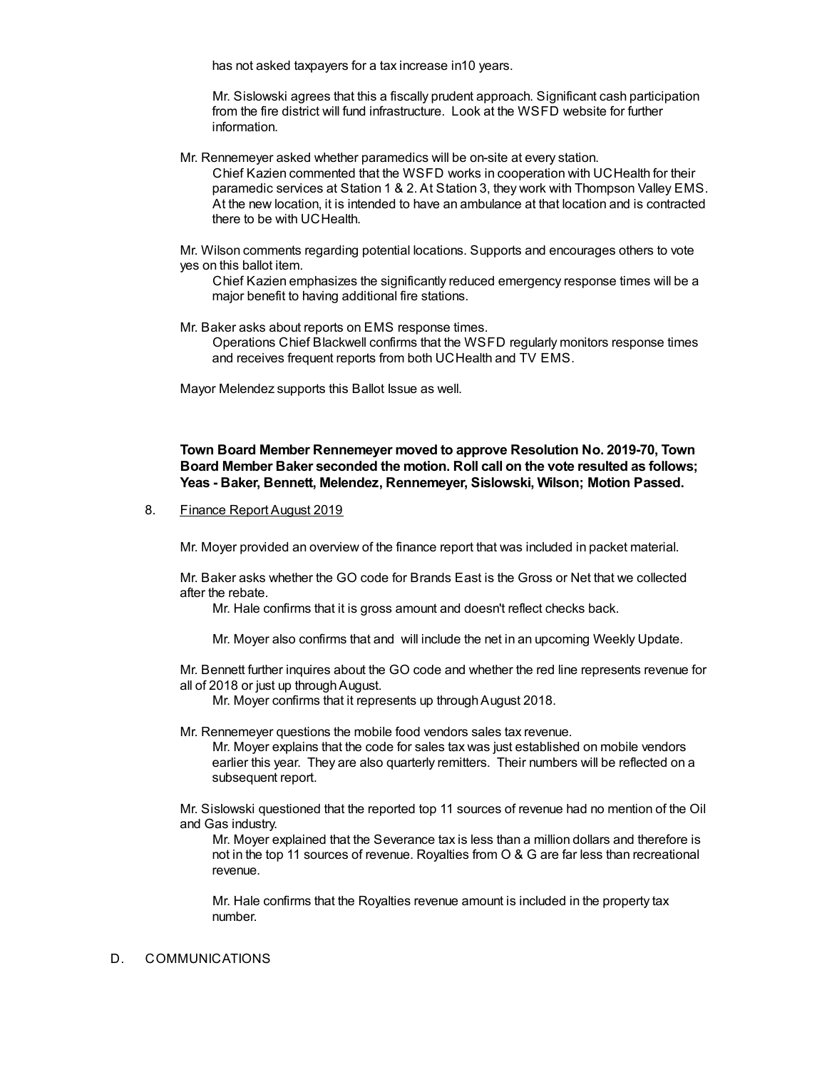has not asked taxpayers for a tax increase in10 years.

Mr. Sislowski agrees that this a fiscally prudent approach. Significant cash participation from the fire district will fund infrastructure. Look at the WSFD website for further information.

Mr. Rennemeyer asked whether paramedics will be on-site at every station.

Chief Kazien commented that the WSFD works in cooperation with UCHealth for their paramedic services at Station 1 & 2. At Station 3, they work with Thompson Valley EMS. At the new location, it is intended to have an ambulance at that location and is contracted there to be with UCHealth.

Mr. Wilson comments regarding potential locations. Supports and encourages others to vote yes on this ballot item.

Chief Kazien emphasizes the significantly reduced emergency response times will be a major benefit to having additional fire stations.

Mr. Baker asks about reports on EMS response times.

Operations Chief Blackwell confirms that the WSFD regularly monitors response times and receives frequent reports from both UCHealth and TV EMS.

Mayor Melendez supports this Ballot Issue as well.

**Town Board Member Rennemeyer moved to approve Resolution No. 2019-70, Town Board Member Baker seconded the motion. Roll call on the vote resulted as follows; Yeas - Baker, Bennett, Melendez, Rennemeyer, Sislowski, Wilson; Motion Passed.**

8. Finance Report August 2019

Mr. Moyer provided an overview of the finance report that was included in packet material.

Mr. Baker asks whether the GO code for Brands East is the Gross or Net that we collected after the rebate.

Mr. Hale confirms that it is gross amount and doesn't reflect checks back.

Mr. Moyer also confirms that and will include the net in an upcoming Weekly Update.

Mr. Bennett further inquires about the GO code and whether the red line represents revenue for all of 2018 or just up through August.

Mr. Moyer confirms that it represents up through August 2018.

Mr. Rennemeyer questions the mobile food vendors sales tax revenue.

Mr. Moyer explains that the code for sales tax was just established on mobile vendors earlier this year. They are also quarterly remitters. Their numbers will be reflected on a subsequent report.

Mr. Sislowski questioned that the reported top 11 sources of revenue had no mention of the Oil and Gas industry.

Mr. Moyer explained that the Severance tax is less than a million dollars and therefore is not in the top 11 sources of revenue. Royalties from O & G are far less than recreational revenue.

Mr. Hale confirms that the Royalties revenue amount is included in the property tax number.

D. COMMUNICATIONS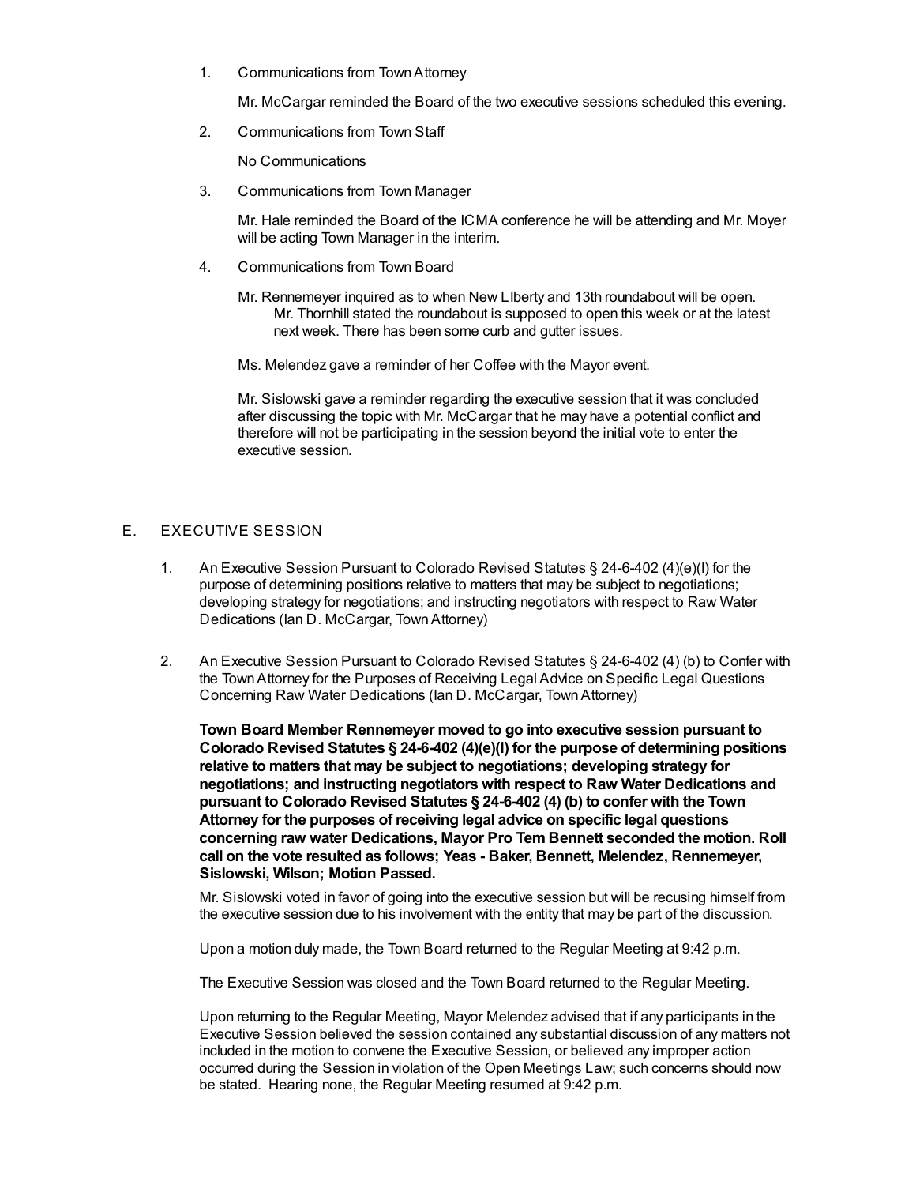1. Communications from Town Attorney

   Mr. McCargar reminded the Board of the two executive sessions scheduled this evening.

2. Communications from Town Staff

   No Communications

3. Communications from Town Manager

   Mr. Hale reminded the Board of the ICMA conference he will be attending and Mr. Moyer will be acting Town Manager in the interim.

4. Communications from Town Board

   Mr. Rennemeyer inquired as to when New LIberty and 13th roundabout will be open.
   Mr. Thornhill stated the roundabout is supposed to open this week or at the latest next week. There has been some curb and gutter issues.

   Ms. Melendez gave a reminder of her Coffee with the Mayor event.

   Mr. Sislowski gave a reminder regarding the executive session that it was concluded after discussing the topic with Mr. McCargar that he may have a potential conflict and therefore will not be participating in the session beyond the initial vote to enter the executive session.

## E. EXECUTIVE SESSION

1. An Executive Session Pursuant to Colorado Revised Statutes § 24-6-402 (4)(e)(I) for the purpose of determining positions relative to matters that may be subject to negotiations; developing strategy for negotiations; and instructing negotiators with respect to Raw Water Dedications (Ian D. McCargar, Town Attorney)

2. An Executive Session Pursuant to Colorado Revised Statutes § 24-6-402 (4) (b) to Confer with the Town Attorney for the Purposes of Receiving Legal Advice on Specific Legal Questions Concerning Raw Water Dedications (Ian D. McCargar, Town Attorney)

   **Town Board Member Rennemeyer moved to go into executive session pursuant to Colorado Revised Statutes § 24-6-402 (4)(e)(I) for the purpose of determining positions relative to matters that may be subject to negotiations; developing strategy for negotiations; and instructing negotiators with respect to Raw Water Dedications and pursuant to Colorado Revised Statutes § 24-6-402 (4) (b) to confer with the Town Attorney for the purposes of receiving legal advice on specific legal questions concerning raw water Dedications, Mayor Pro Tem Bennett seconded the motion. Roll call on the vote resulted as follows; Yeas - Baker, Bennett, Melendez, Rennemeyer, Sislowski, Wilson; Motion Passed.**

   Mr. Sislowski voted in favor of going into the executive session but will be recusing himself from the executive session due to his involvement with the entity that may be part of the discussion.

   Upon a motion duly made, the Town Board returned to the Regular Meeting at 9:42 p.m.

   The Executive Session was closed and the Town Board returned to the Regular Meeting.

   Upon returning to the Regular Meeting, Mayor Melendez advised that if any participants in the Executive Session believed the session contained any substantial discussion of any matters not included in the motion to convene the Executive Session, or believed any improper action occurred during the Session in violation of the Open Meetings Law; such concerns should now be stated. Hearing none, the Regular Meeting resumed at 9:42 p.m.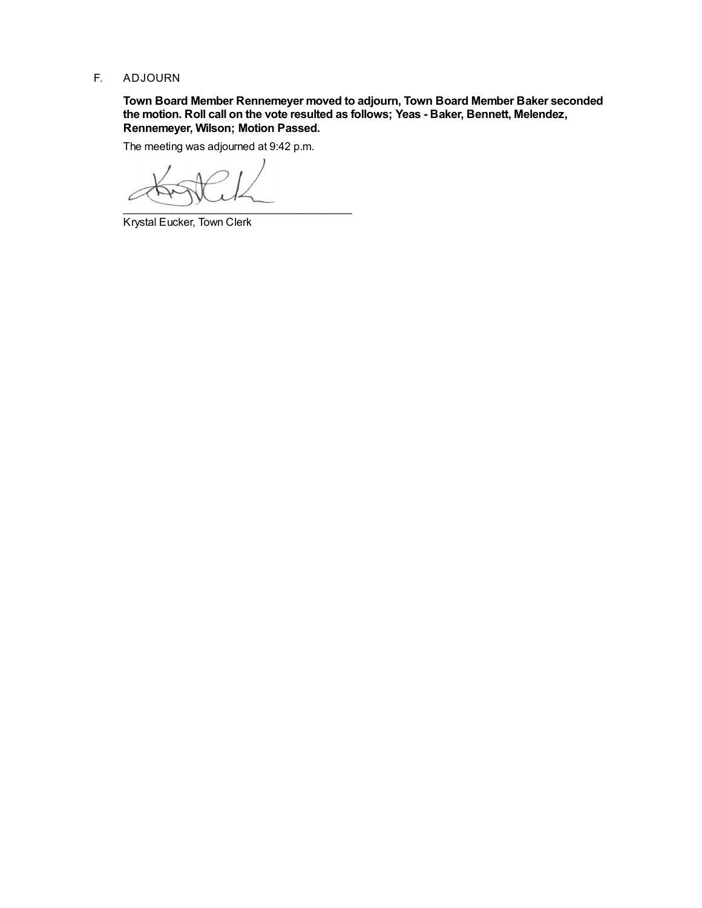F. ADJOURN

**Town Board Member Rennemeyer moved to adjourn, Town Board Member Baker seconded the motion. Roll call on the vote resulted as follows; Yeas - Baker, Bennett, Melendez, Rennemeyer, Wilson; Motion Passed.**

The meeting was adjourned at 9:42 p.m.

______________________________________

Krystal Eucker, Town Clerk